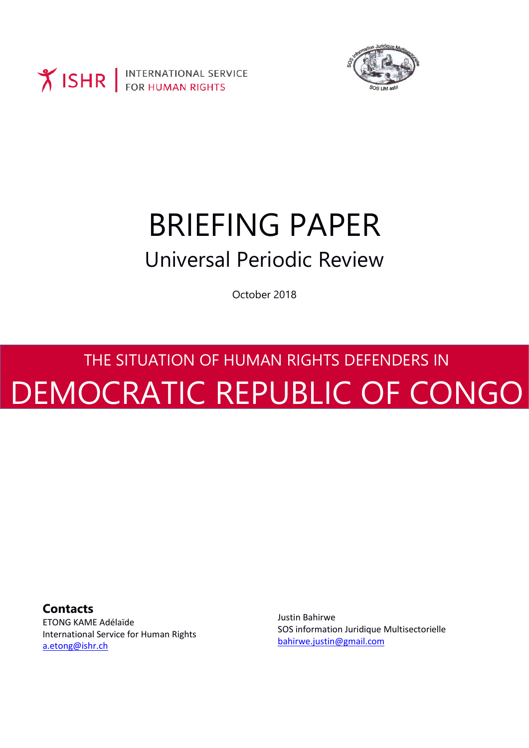ISHR | INTERNATIONAL SERVICE FOR HUMAN RIGHTS

SOS information Juridique Multisectorielle

SOS IJM asbl

# BRIEFING PAPER

## Universal Periodic Review

October 2018

THE SITUATION OF HUMAN RIGHTS DEFENDERS IN

# DEMOCRATIC REPUBLIC OF CONGO

**Contacts**

ETONG KAME Adélaïde
International Service for Human Rights
a.etong@ishr.ch

Justin Bahirwe
SOS information Juridique Multisectorielle
bahirwe.justin@gmail.com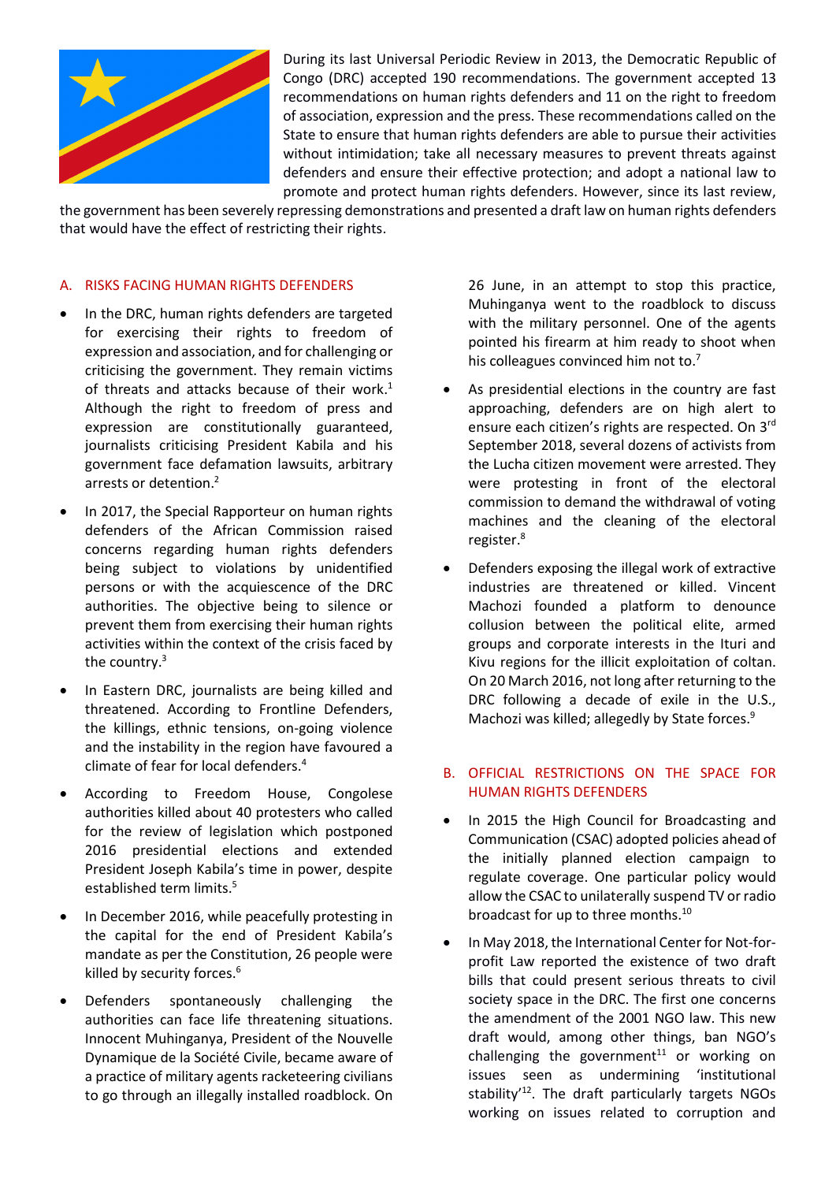During its last Universal Periodic Review in 2013, the Democratic Republic of Congo (DRC) accepted 190 recommendations. The government accepted 13 recommendations on human rights defenders and 11 on the right to freedom of association, expression and the press. These recommendations called on the State to ensure that human rights defenders are able to pursue their activities without intimidation; take all necessary measures to prevent threats against defenders and ensure their effective protection; and adopt a national law to promote and protect human rights defenders. However, since its last review, the government has been severely repressing demonstrations and presented a draft law on human rights defenders that would have the effect of restricting their rights.

## A. RISKS FACING HUMAN RIGHTS DEFENDERS

- In the DRC, human rights defenders are targeted for exercising their rights to freedom of expression and association, and for challenging or criticising the government. They remain victims of threats and attacks because of their work.[1] Although the right to freedom of press and expression are constitutionally guaranteed, journalists criticising President Kabila and his government face defamation lawsuits, arbitrary arrests or detention.[2]
- In 2017, the Special Rapporteur on human rights defenders of the African Commission raised concerns regarding human rights defenders being subject to violations by unidentified persons or with the acquiescence of the DRC authorities. The objective being to silence or prevent them from exercising their human rights activities within the context of the crisis faced by the country.[3]
- In Eastern DRC, journalists are being killed and threatened. According to Frontline Defenders, the killings, ethnic tensions, on-going violence and the instability in the region have favoured a climate of fear for local defenders.[4]
- According to Freedom House, Congolese authorities killed about 40 protesters who called for the review of legislation which postponed 2016 presidential elections and extended President Joseph Kabila's time in power, despite established term limits.[5]
- In December 2016, while peacefully protesting in the capital for the end of President Kabila's mandate as per the Constitution, 26 people were killed by security forces.[6]
- Defenders spontaneously challenging the authorities can face life threatening situations. Innocent Muhinganya, President of the Nouvelle Dynamique de la Société Civile, became aware of a practice of military agents racketeering civilians to go through an illegally installed roadblock. On 26 June, in an attempt to stop this practice, Muhinganya went to the roadblock to discuss with the military personnel. One of the agents pointed his firearm at him ready to shoot when his colleagues convinced him not to.[7]
- As presidential elections in the country are fast approaching, defenders are on high alert to ensure each citizen's rights are respected. On 3rd September 2018, several dozens of activists from the Lucha citizen movement were arrested. They were protesting in front of the electoral commission to demand the withdrawal of voting machines and the cleaning of the electoral register.[8]
- Defenders exposing the illegal work of extractive industries are threatened or killed. Vincent Machozi founded a platform to denounce collusion between the political elite, armed groups and corporate interests in the Ituri and Kivu regions for the illicit exploitation of coltan. On 20 March 2016, not long after returning to the DRC following a decade of exile in the U.S., Machozi was killed; allegedly by State forces.[9]

## B. OFFICIAL RESTRICTIONS ON THE SPACE FOR HUMAN RIGHTS DEFENDERS

- In 2015 the High Council for Broadcasting and Communication (CSAC) adopted policies ahead of the initially planned election campaign to regulate coverage. One particular policy would allow the CSAC to unilaterally suspend TV or radio broadcast for up to three months.[10]
- In May 2018, the International Center for Not-for-profit Law reported the existence of two draft bills that could present serious threats to civil society space in the DRC. The first one concerns the amendment of the 2001 NGO law. This new draft would, among other things, ban NGO's challenging the government[11] or working on issues seen as undermining 'institutional stability'[12]. The draft particularly targets NGOs working on issues related to corruption and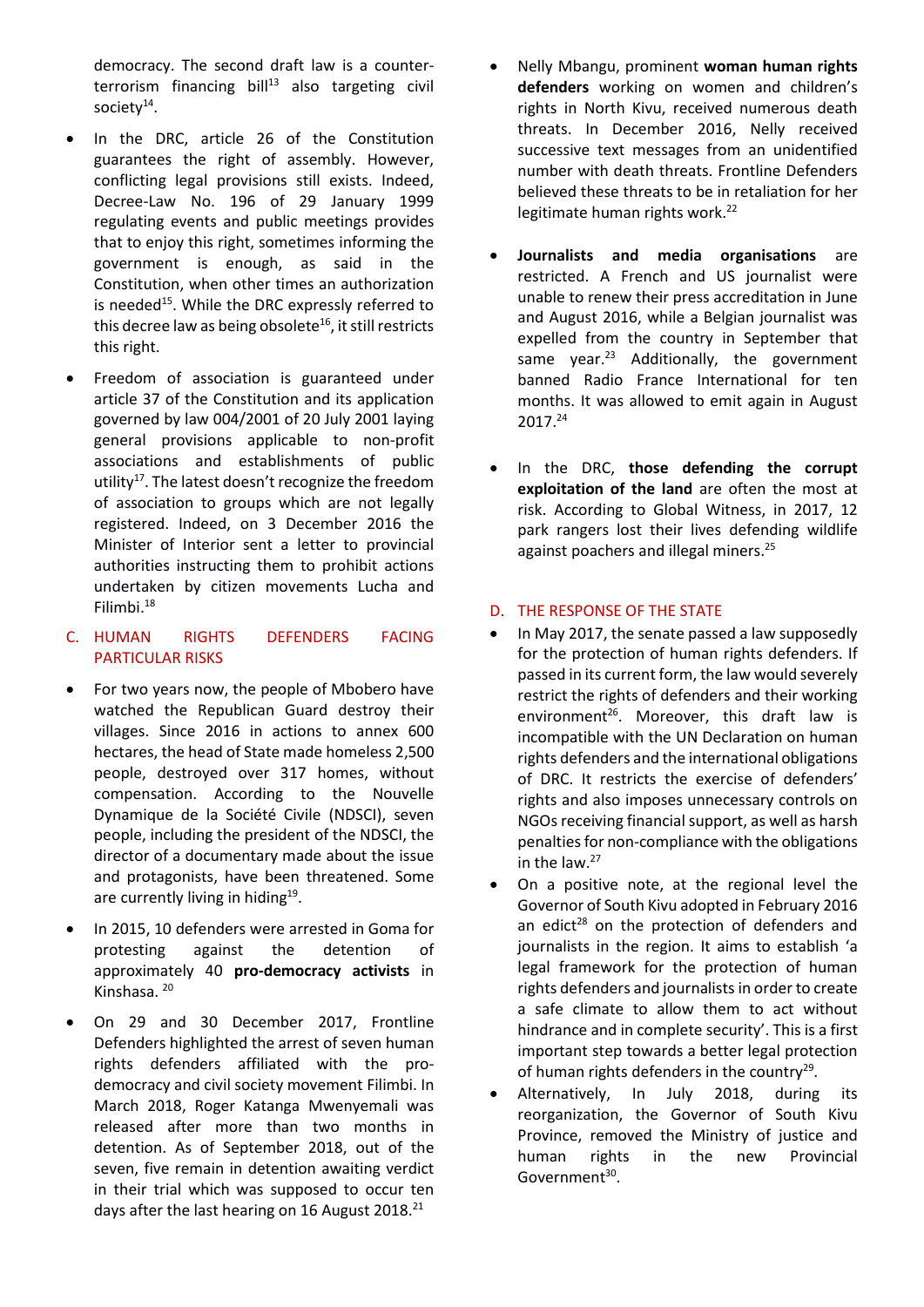democracy. The second draft law is a counter-terrorism financing bill[13] also targeting civil society[14].

- In the DRC, article 26 of the Constitution guarantees the right of assembly. However, conflicting legal provisions still exists. Indeed, Decree-Law No. 196 of 29 January 1999 regulating events and public meetings provides that to enjoy this right, sometimes informing the government is enough, as said in the Constitution, when other times an authorization is needed[15]. While the DRC expressly referred to this decree law as being obsolete[16], it still restricts this right.
- Freedom of association is guaranteed under article 37 of the Constitution and its application governed by law 004/2001 of 20 July 2001 laying general provisions applicable to non-profit associations and establishments of public utility[17]. The latest doesn't recognize the freedom of association to groups which are not legally registered. Indeed, on 3 December 2016 the Minister of Interior sent a letter to provincial authorities instructing them to prohibit actions undertaken by citizen movements Lucha and Filimbi.[18]

## C. HUMAN RIGHTS DEFENDERS FACING PARTICULAR RISKS

- For two years now, the people of Mbobero have watched the Republican Guard destroy their villages. Since 2016 in actions to annex 600 hectares, the head of State made homeless 2,500 people, destroyed over 317 homes, without compensation. According to the Nouvelle Dynamique de la Société Civile (NDSCI), seven people, including the president of the NDSCI, the director of a documentary made about the issue and protagonists, have been threatened. Some are currently living in hiding[19].
- In 2015, 10 defenders were arrested in Goma for protesting against the detention of approximately 40 **pro-democracy activists** in Kinshasa.[20]
- On 29 and 30 December 2017, Frontline Defenders highlighted the arrest of seven human rights defenders affiliated with the pro-democracy and civil society movement Filimbi. In March 2018, Roger Katanga Mwenyemali was released after more than two months in detention. As of September 2018, out of the seven, five remain in detention awaiting verdict in their trial which was supposed to occur ten days after the last hearing on 16 August 2018.[21]
- Nelly Mbangu, prominent **woman human rights defenders** working on women and children's rights in North Kivu, received numerous death threats. In December 2016, Nelly received successive text messages from an unidentified number with death threats. Frontline Defenders believed these threats to be in retaliation for her legitimate human rights work.[22]
- **Journalists and media organisations** are restricted. A French and US journalist were unable to renew their press accreditation in June and August 2016, while a Belgian journalist was expelled from the country in September that same year.[23] Additionally, the government banned Radio France International for ten months. It was allowed to emit again in August 2017.[24]
- In the DRC, **those defending the corrupt exploitation of the land** are often the most at risk. According to Global Witness, in 2017, 12 park rangers lost their lives defending wildlife against poachers and illegal miners.[25]

## D. THE RESPONSE OF THE STATE

- In May 2017, the senate passed a law supposedly for the protection of human rights defenders. If passed in its current form, the law would severely restrict the rights of defenders and their working environment[26]. Moreover, this draft law is incompatible with the UN Declaration on human rights defenders and the international obligations of DRC. It restricts the exercise of defenders' rights and also imposes unnecessary controls on NGOs receiving financial support, as well as harsh penalties for non-compliance with the obligations in the law.[27]
- On a positive note, at the regional level the Governor of South Kivu adopted in February 2016 an edict[28] on the protection of defenders and journalists in the region. It aims to establish 'a legal framework for the protection of human rights defenders and journalists in order to create a safe climate to allow them to act without hindrance and in complete security'. This is a first important step towards a better legal protection of human rights defenders in the country[29].
- Alternatively, In July 2018, during its reorganization, the Governor of South Kivu Province, removed the Ministry of justice and human rights in the new Provincial Government[30].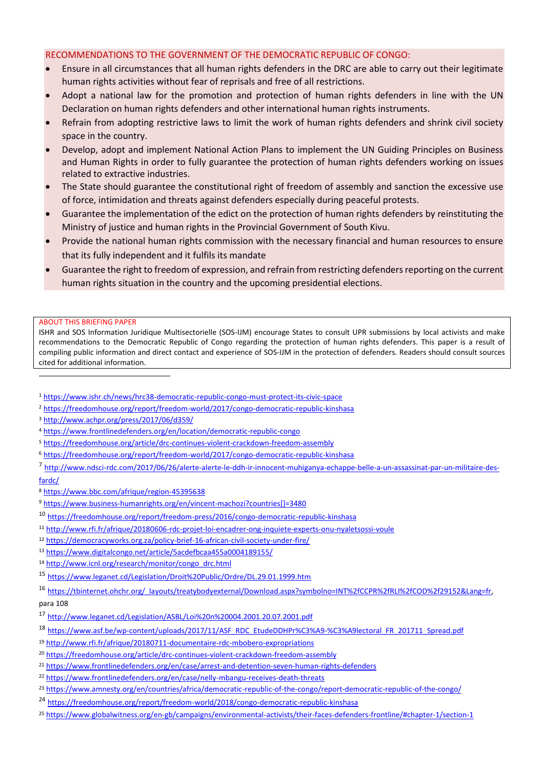## RECOMMENDATIONS TO THE GOVERNMENT OF THE DEMOCRATIC REPUBLIC OF CONGO:

- Ensure in all circumstances that all human rights defenders in the DRC are able to carry out their legitimate human rights activities without fear of reprisals and free of all restrictions.
- Adopt a national law for the promotion and protection of human rights defenders in line with the UN Declaration on human rights defenders and other international human rights instruments.
- Refrain from adopting restrictive laws to limit the work of human rights defenders and shrink civil society space in the country.
- Develop, adopt and implement National Action Plans to implement the UN Guiding Principles on Business and Human Rights in order to fully guarantee the protection of human rights defenders working on issues related to extractive industries.
- The State should guarantee the constitutional right of freedom of assembly and sanction the excessive use of force, intimidation and threats against defenders especially during peaceful protests.
- Guarantee the implementation of the edict on the protection of human rights defenders by reinstituting the Ministry of justice and human rights in the Provincial Government of South Kivu.
- Provide the national human rights commission with the necessary financial and human resources to ensure that its fully independent and it fulfils its mandate
- Guarantee the right to freedom of expression, and refrain from restricting defenders reporting on the current human rights situation in the country and the upcoming presidential elections.

**ABOUT THIS BRIEFING PAPER**

ISHR and SOS Information Juridique Multisectorielle (SOS-IJM) encourage States to consult UPR submissions by local activists and make recommendations to the Democratic Republic of Congo regarding the protection of human rights defenders. This paper is a result of compiling public information and direct contact and experience of SOS-IJM in the protection of defenders. Readers should consult sources cited for additional information.

---

[1] https://www.ishr.ch/news/hrc38-democratic-republic-congo-must-protect-its-civic-space

[2] https://freedomhouse.org/report/freedom-world/2017/congo-democratic-republic-kinshasa

[3] http://www.achpr.org/press/2017/06/d359/

[4] https://www.frontlinedefenders.org/en/location/democratic-republic-congo

[5] https://freedomhouse.org/article/drc-continues-violent-crackdown-freedom-assembly

[6] https://freedomhouse.org/report/freedom-world/2017/congo-democratic-republic-kinshasa

[7] http://www.ndsci-rdc.com/2017/06/26/alerte-alerte-le-ddh-ir-innocent-muhiganya-echappe-belle-a-un-assassinat-par-un-militaire-des-fardc/

[8] https://www.bbc.com/afrique/region-45395638

[9] https://www.business-humanrights.org/en/vincent-machozi?countries[]=3480

[10] https://freedomhouse.org/report/freedom-press/2016/congo-democratic-republic-kinshasa

[11] http://www.rfi.fr/afrique/20180606-rdc-projet-loi-encadrer-ong-inquiete-experts-onu-nyaletsossi-voule

[12] https://democracyworks.org.za/policy-brief-16-african-civil-society-under-fire/

[13] https://www.digitalcongo.net/article/5acdefbcaa455a0004189155/

[14] http://www.icnl.org/research/monitor/congo_drc.html

[15] https://www.leganet.cd/Legislation/Droit%20Public/Ordre/DL.29.01.1999.htm

[16] https://tbinternet.ohchr.org/_layouts/treatybodyexternal/Download.aspx?symbolno=INT%2fCCPR%2fRLI%2fCOD%2f29152&Lang=fr, para 108

[17] http://www.leganet.cd/Legislation/ASBL/Loi%20n%20004.2001.20.07.2001.pdf

[18] https://www.asf.be/wp-content/uploads/2017/11/ASF_RDC_EtudeDDHPr%C3%A9-%C3%A9lectoral_FR_201711_Spread.pdf

[19] http://www.rfi.fr/afrique/20180711-documentaire-rdc-mbobero-expropriations

[20] https://freedomhouse.org/article/drc-continues-violent-crackdown-freedom-assembly

[21] https://www.frontlinedefenders.org/en/case/arrest-and-detention-seven-human-rights-defenders

[22] https://www.frontlinedefenders.org/en/case/nelly-mbangu-receives-death-threats

[23] https://www.amnesty.org/en/countries/africa/democratic-republic-of-the-congo/report-democratic-republic-of-the-congo/

[24] https://freedomhouse.org/report/freedom-world/2018/congo-democratic-republic-kinshasa

[25] https://www.globalwitness.org/en-gb/campaigns/environmental-activists/their-faces-defenders-frontline/#chapter-1/section-1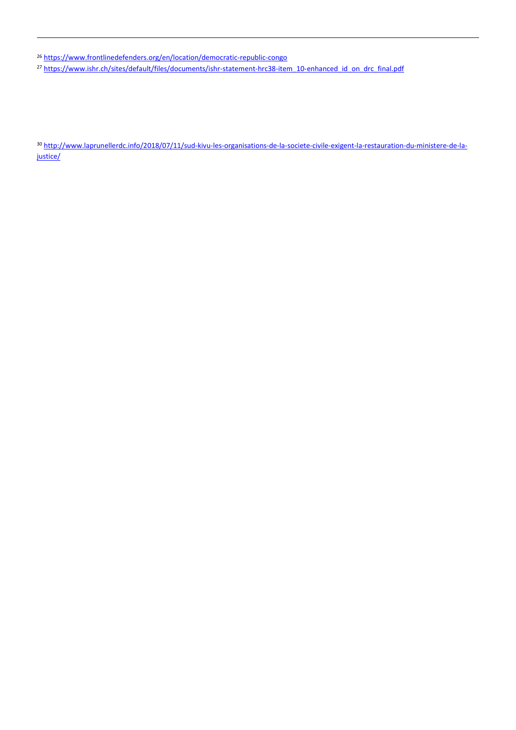[26] https://www.frontlinedefenders.org/en/location/democratic-republic-congo

[27] https://www.ishr.ch/sites/default/files/documents/ishr-statement-hrc38-item_10-enhanced_id_on_drc_final.pdf

[30] http://www.laprunellerdc.info/2018/07/11/sud-kivu-les-organisations-de-la-societe-civile-exigent-la-restauration-du-ministere-de-la-justice/